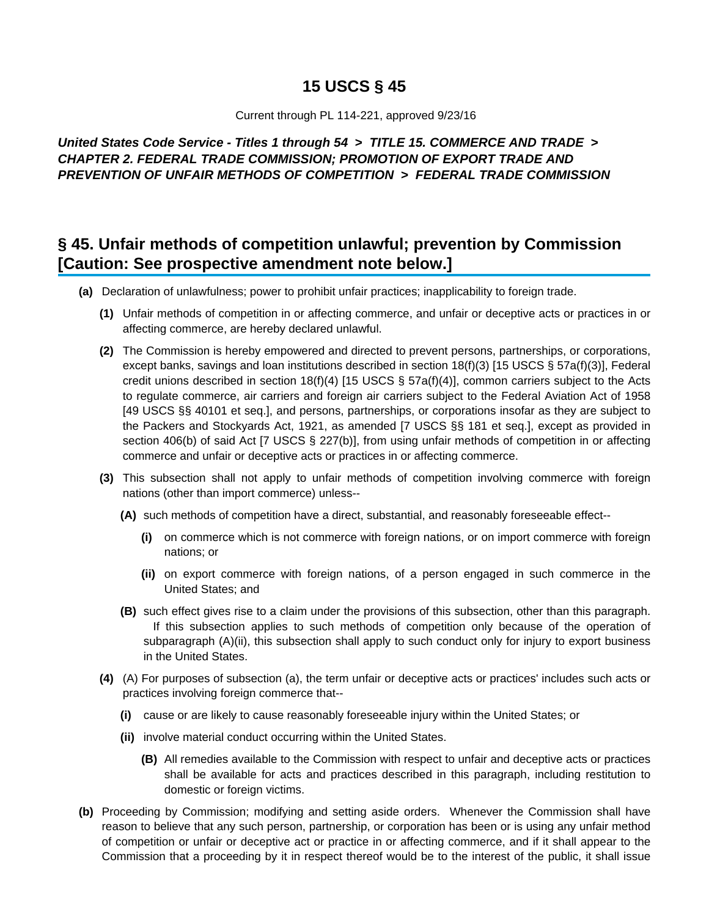# 15 USCS § 45

Current through PL 114-221, approved 9/23/16

***United States Code Service - Titles 1 through 54 > TITLE 15. COMMERCE AND TRADE > CHAPTER 2. FEDERAL TRADE COMMISSION; PROMOTION OF EXPORT TRADE AND PREVENTION OF UNFAIR METHODS OF COMPETITION > FEDERAL TRADE COMMISSION***

## § 45. Unfair methods of competition unlawful; prevention by Commission [Caution: See prospective amendment note below.]

**(a)** Declaration of unlawfulness; power to prohibit unfair practices; inapplicability to foreign trade.

**(1)** Unfair methods of competition in or affecting commerce, and unfair or deceptive acts or practices in or affecting commerce, are hereby declared unlawful.

**(2)** The Commission is hereby empowered and directed to prevent persons, partnerships, or corporations, except banks, savings and loan institutions described in section 18(f)(3) [15 USCS § 57a(f)(3)], Federal credit unions described in section 18(f)(4) [15 USCS § 57a(f)(4)], common carriers subject to the Acts to regulate commerce, air carriers and foreign air carriers subject to the Federal Aviation Act of 1958 [49 USCS §§ 40101 et seq.], and persons, partnerships, or corporations insofar as they are subject to the Packers and Stockyards Act, 1921, as amended [7 USCS §§ 181 et seq.], except as provided in section 406(b) of said Act [7 USCS § 227(b)], from using unfair methods of competition in or affecting commerce and unfair or deceptive acts or practices in or affecting commerce.

**(3)** This subsection shall not apply to unfair methods of competition involving commerce with foreign nations (other than import commerce) unless--

**(A)** such methods of competition have a direct, substantial, and reasonably foreseeable effect--

**(i)** on commerce which is not commerce with foreign nations, or on import commerce with foreign nations; or

**(ii)** on export commerce with foreign nations, of a person engaged in such commerce in the United States; and

**(B)** such effect gives rise to a claim under the provisions of this subsection, other than this paragraph. If this subsection applies to such methods of competition only because of the operation of subparagraph (A)(ii), this subsection shall apply to such conduct only for injury to export business in the United States.

**(4)** (A) For purposes of subsection (a), the term unfair or deceptive acts or practices' includes such acts or practices involving foreign commerce that--

**(i)** cause or are likely to cause reasonably foreseeable injury within the United States; or

**(ii)** involve material conduct occurring within the United States.

**(B)** All remedies available to the Commission with respect to unfair and deceptive acts or practices shall be available for acts and practices described in this paragraph, including restitution to domestic or foreign victims.

**(b)** Proceeding by Commission; modifying and setting aside orders. Whenever the Commission shall have reason to believe that any such person, partnership, or corporation has been or is using any unfair method of competition or unfair or deceptive act or practice in or affecting commerce, and if it shall appear to the Commission that a proceeding by it in respect thereof would be to the interest of the public, it shall issue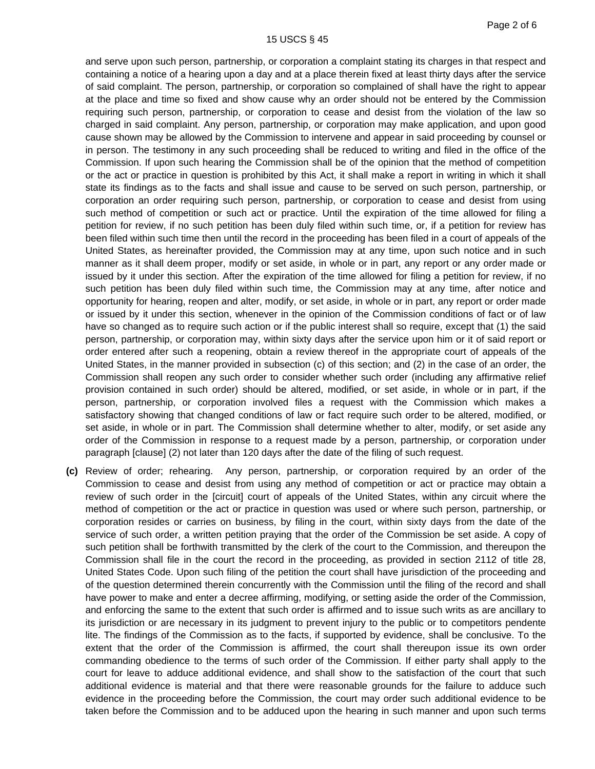and serve upon such person, partnership, or corporation a complaint stating its charges in that respect and containing a notice of a hearing upon a day and at a place therein fixed at least thirty days after the service of said complaint. The person, partnership, or corporation so complained of shall have the right to appear at the place and time so fixed and show cause why an order should not be entered by the Commission requiring such person, partnership, or corporation to cease and desist from the violation of the law so charged in said complaint. Any person, partnership, or corporation may make application, and upon good cause shown may be allowed by the Commission to intervene and appear in said proceeding by counsel or in person. The testimony in any such proceeding shall be reduced to writing and filed in the office of the Commission. If upon such hearing the Commission shall be of the opinion that the method of competition or the act or practice in question is prohibited by this Act, it shall make a report in writing in which it shall state its findings as to the facts and shall issue and cause to be served on such person, partnership, or corporation an order requiring such person, partnership, or corporation to cease and desist from using such method of competition or such act or practice. Until the expiration of the time allowed for filing a petition for review, if no such petition has been duly filed within such time, or, if a petition for review has been filed within such time then until the record in the proceeding has been filed in a court of appeals of the United States, as hereinafter provided, the Commission may at any time, upon such notice and in such manner as it shall deem proper, modify or set aside, in whole or in part, any report or any order made or issued by it under this section. After the expiration of the time allowed for filing a petition for review, if no such petition has been duly filed within such time, the Commission may at any time, after notice and opportunity for hearing, reopen and alter, modify, or set aside, in whole or in part, any report or order made or issued by it under this section, whenever in the opinion of the Commission conditions of fact or of law have so changed as to require such action or if the public interest shall so require, except that (1) the said person, partnership, or corporation may, within sixty days after the service upon him or it of said report or order entered after such a reopening, obtain a review thereof in the appropriate court of appeals of the United States, in the manner provided in subsection (c) of this section; and (2) in the case of an order, the Commission shall reopen any such order to consider whether such order (including any affirmative relief provision contained in such order) should be altered, modified, or set aside, in whole or in part, if the person, partnership, or corporation involved files a request with the Commission which makes a satisfactory showing that changed conditions of law or fact require such order to be altered, modified, or set aside, in whole or in part. The Commission shall determine whether to alter, modify, or set aside any order of the Commission in response to a request made by a person, partnership, or corporation under paragraph [clause] (2) not later than 120 days after the date of the filing of such request.

**(c)** Review of order; rehearing. Any person, partnership, or corporation required by an order of the Commission to cease and desist from using any method of competition or act or practice may obtain a review of such order in the [circuit] court of appeals of the United States, within any circuit where the method of competition or the act or practice in question was used or where such person, partnership, or corporation resides or carries on business, by filing in the court, within sixty days from the date of the service of such order, a written petition praying that the order of the Commission be set aside. A copy of such petition shall be forthwith transmitted by the clerk of the court to the Commission, and thereupon the Commission shall file in the court the record in the proceeding, as provided in section 2112 of title 28, United States Code. Upon such filing of the petition the court shall have jurisdiction of the proceeding and of the question determined therein concurrently with the Commission until the filing of the record and shall have power to make and enter a decree affirming, modifying, or setting aside the order of the Commission, and enforcing the same to the extent that such order is affirmed and to issue such writs as are ancillary to its jurisdiction or are necessary in its judgment to prevent injury to the public or to competitors pendente lite. The findings of the Commission as to the facts, if supported by evidence, shall be conclusive. To the extent that the order of the Commission is affirmed, the court shall thereupon issue its own order commanding obedience to the terms of such order of the Commission. If either party shall apply to the court for leave to adduce additional evidence, and shall show to the satisfaction of the court that such additional evidence is material and that there were reasonable grounds for the failure to adduce such evidence in the proceeding before the Commission, the court may order such additional evidence to be taken before the Commission and to be adduced upon the hearing in such manner and upon such terms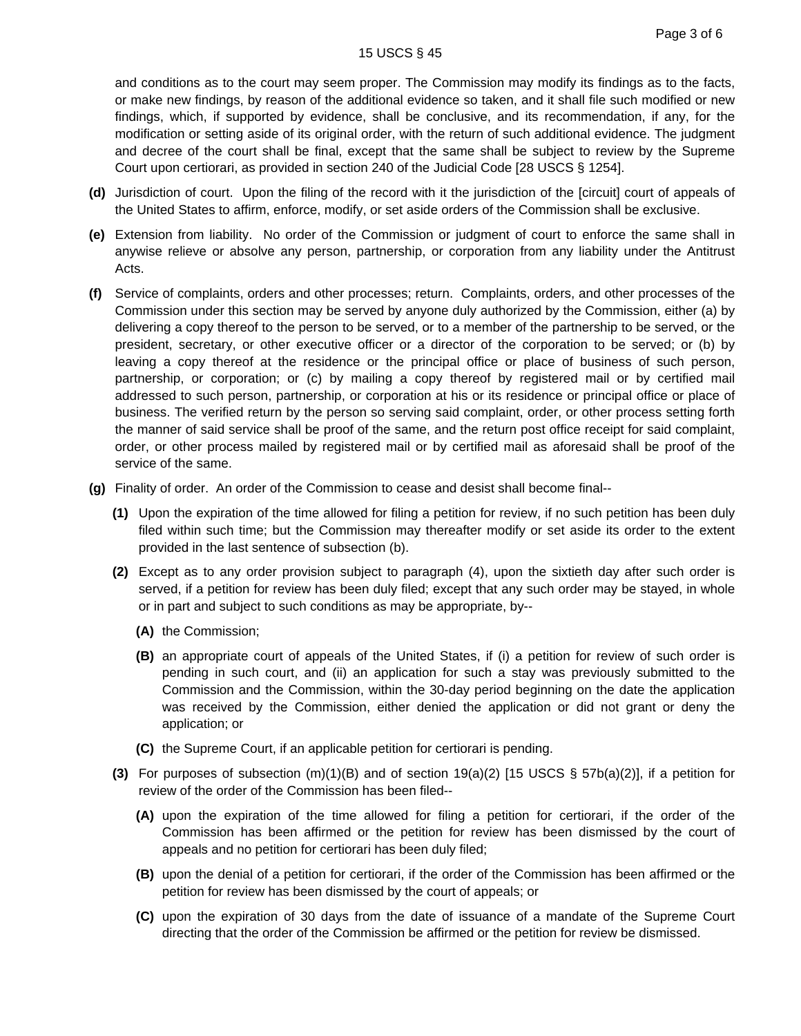and conditions as to the court may seem proper. The Commission may modify its findings as to the facts, or make new findings, by reason of the additional evidence so taken, and it shall file such modified or new findings, which, if supported by evidence, shall be conclusive, and its recommendation, if any, for the modification or setting aside of its original order, with the return of such additional evidence. The judgment and decree of the court shall be final, except that the same shall be subject to review by the Supreme Court upon certiorari, as provided in section 240 of the Judicial Code [28 USCS § 1254].

**(d)** Jurisdiction of court. Upon the filing of the record with it the jurisdiction of the [circuit] court of appeals of the United States to affirm, enforce, modify, or set aside orders of the Commission shall be exclusive.

**(e)** Extension from liability. No order of the Commission or judgment of court to enforce the same shall in anywise relieve or absolve any person, partnership, or corporation from any liability under the Antitrust Acts.

**(f)** Service of complaints, orders and other processes; return. Complaints, orders, and other processes of the Commission under this section may be served by anyone duly authorized by the Commission, either (a) by delivering a copy thereof to the person to be served, or to a member of the partnership to be served, or the president, secretary, or other executive officer or a director of the corporation to be served; or (b) by leaving a copy thereof at the residence or the principal office or place of business of such person, partnership, or corporation; or (c) by mailing a copy thereof by registered mail or by certified mail addressed to such person, partnership, or corporation at his or its residence or principal office or place of business. The verified return by the person so serving said complaint, order, or other process setting forth the manner of said service shall be proof of the same, and the return post office receipt for said complaint, order, or other process mailed by registered mail or by certified mail as aforesaid shall be proof of the service of the same.

**(g)** Finality of order. An order of the Commission to cease and desist shall become final--

**(1)** Upon the expiration of the time allowed for filing a petition for review, if no such petition has been duly filed within such time; but the Commission may thereafter modify or set aside its order to the extent provided in the last sentence of subsection (b).

**(2)** Except as to any order provision subject to paragraph (4), upon the sixtieth day after such order is served, if a petition for review has been duly filed; except that any such order may be stayed, in whole or in part and subject to such conditions as may be appropriate, by--

**(A)** the Commission;

**(B)** an appropriate court of appeals of the United States, if (i) a petition for review of such order is pending in such court, and (ii) an application for such a stay was previously submitted to the Commission and the Commission, within the 30-day period beginning on the date the application was received by the Commission, either denied the application or did not grant or deny the application; or

**(C)** the Supreme Court, if an applicable petition for certiorari is pending.

**(3)** For purposes of subsection (m)(1)(B) and of section 19(a)(2) [15 USCS § 57b(a)(2)], if a petition for review of the order of the Commission has been filed--

**(A)** upon the expiration of the time allowed for filing a petition for certiorari, if the order of the Commission has been affirmed or the petition for review has been dismissed by the court of appeals and no petition for certiorari has been duly filed;

**(B)** upon the denial of a petition for certiorari, if the order of the Commission has been affirmed or the petition for review has been dismissed by the court of appeals; or

**(C)** upon the expiration of 30 days from the date of issuance of a mandate of the Supreme Court directing that the order of the Commission be affirmed or the petition for review be dismissed.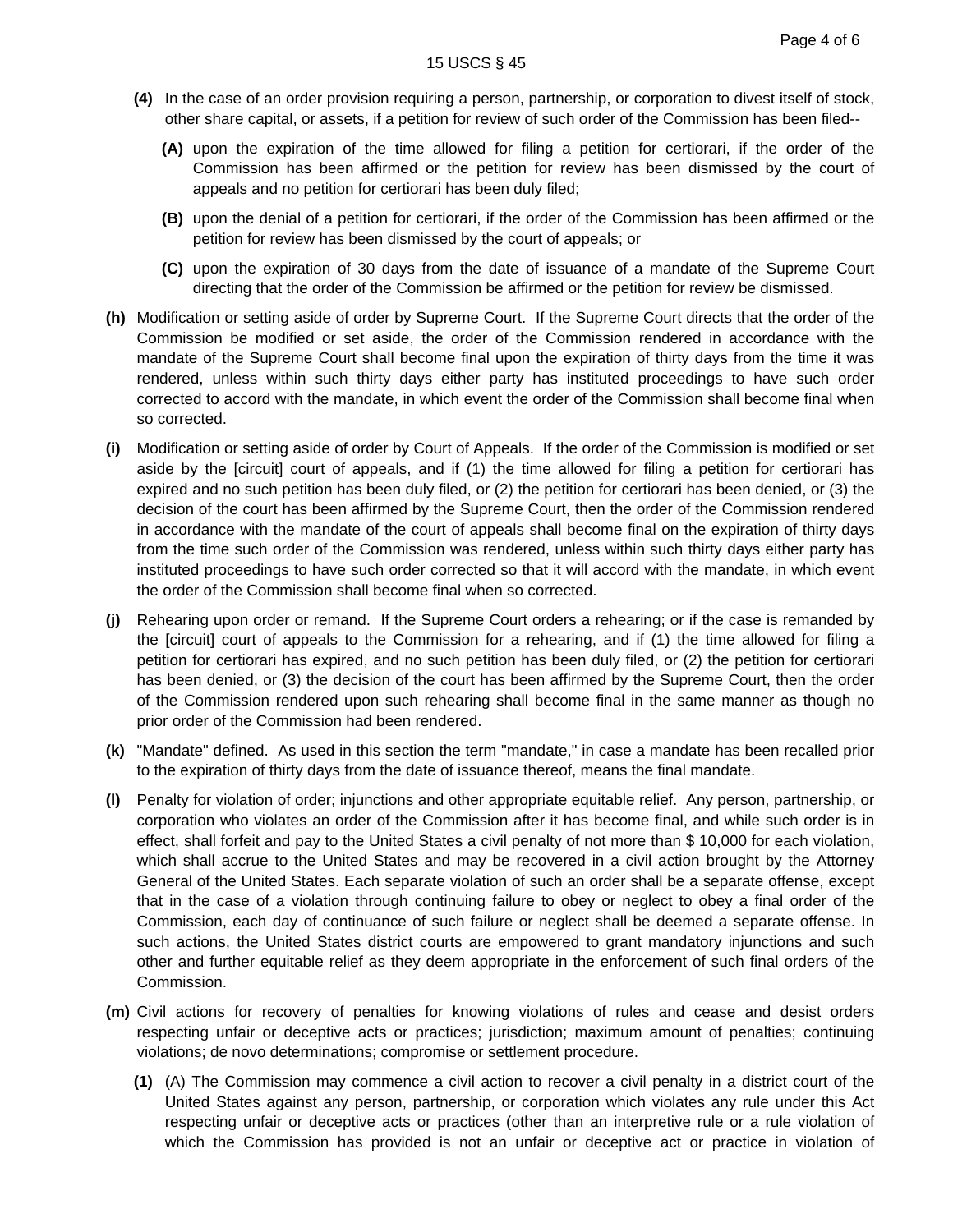**(4)** In the case of an order provision requiring a person, partnership, or corporation to divest itself of stock, other share capital, or assets, if a petition for review of such order of the Commission has been filed--

**(A)** upon the expiration of the time allowed for filing a petition for certiorari, if the order of the Commission has been affirmed or the petition for review has been dismissed by the court of appeals and no petition for certiorari has been duly filed;

**(B)** upon the denial of a petition for certiorari, if the order of the Commission has been affirmed or the petition for review has been dismissed by the court of appeals; or

**(C)** upon the expiration of 30 days from the date of issuance of a mandate of the Supreme Court directing that the order of the Commission be affirmed or the petition for review be dismissed.

**(h)** Modification or setting aside of order by Supreme Court. If the Supreme Court directs that the order of the Commission be modified or set aside, the order of the Commission rendered in accordance with the mandate of the Supreme Court shall become final upon the expiration of thirty days from the time it was rendered, unless within such thirty days either party has instituted proceedings to have such order corrected to accord with the mandate, in which event the order of the Commission shall become final when so corrected.

**(i)** Modification or setting aside of order by Court of Appeals. If the order of the Commission is modified or set aside by the [circuit] court of appeals, and if (1) the time allowed for filing a petition for certiorari has expired and no such petition has been duly filed, or (2) the petition for certiorari has been denied, or (3) the decision of the court has been affirmed by the Supreme Court, then the order of the Commission rendered in accordance with the mandate of the court of appeals shall become final on the expiration of thirty days from the time such order of the Commission was rendered, unless within such thirty days either party has instituted proceedings to have such order corrected so that it will accord with the mandate, in which event the order of the Commission shall become final when so corrected.

**(j)** Rehearing upon order or remand. If the Supreme Court orders a rehearing; or if the case is remanded by the [circuit] court of appeals to the Commission for a rehearing, and if (1) the time allowed for filing a petition for certiorari has expired, and no such petition has been duly filed, or (2) the petition for certiorari has been denied, or (3) the decision of the court has been affirmed by the Supreme Court, then the order of the Commission rendered upon such rehearing shall become final in the same manner as though no prior order of the Commission had been rendered.

**(k)** "Mandate" defined. As used in this section the term "mandate," in case a mandate has been recalled prior to the expiration of thirty days from the date of issuance thereof, means the final mandate.

**(l)** Penalty for violation of order; injunctions and other appropriate equitable relief. Any person, partnership, or corporation who violates an order of the Commission after it has become final, and while such order is in effect, shall forfeit and pay to the United States a civil penalty of not more than $ 10,000 for each violation, which shall accrue to the United States and may be recovered in a civil action brought by the Attorney General of the United States. Each separate violation of such an order shall be a separate offense, except that in the case of a violation through continuing failure to obey or neglect to obey a final order of the Commission, each day of continuance of such failure or neglect shall be deemed a separate offense. In such actions, the United States district courts are empowered to grant mandatory injunctions and such other and further equitable relief as they deem appropriate in the enforcement of such final orders of the Commission.

**(m)** Civil actions for recovery of penalties for knowing violations of rules and cease and desist orders respecting unfair or deceptive acts or practices; jurisdiction; maximum amount of penalties; continuing violations; de novo determinations; compromise or settlement procedure.

**(1)** (A) The Commission may commence a civil action to recover a civil penalty in a district court of the United States against any person, partnership, or corporation which violates any rule under this Act respecting unfair or deceptive acts or practices (other than an interpretive rule or a rule violation of which the Commission has provided is not an unfair or deceptive act or practice in violation of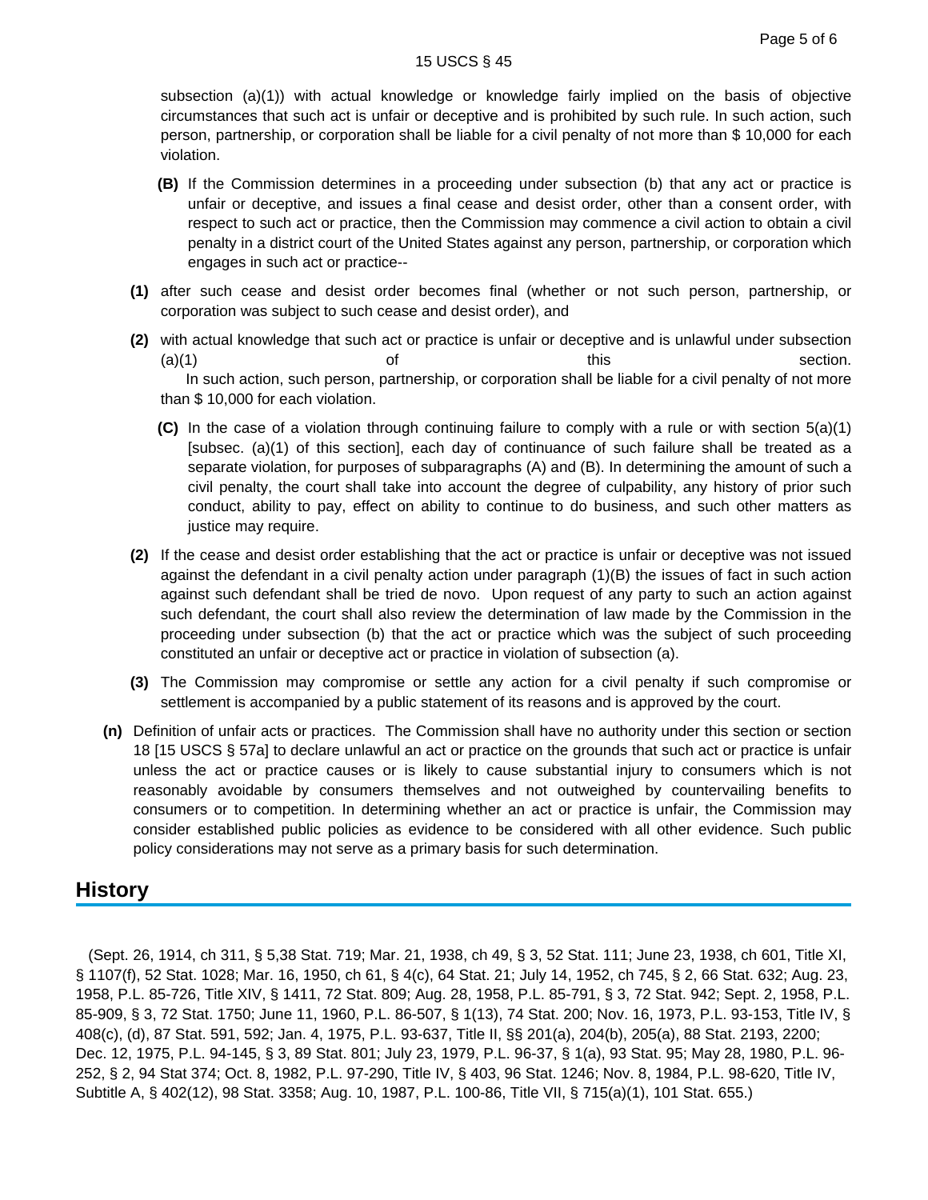subsection (a)(1)) with actual knowledge or knowledge fairly implied on the basis of objective circumstances that such act is unfair or deceptive and is prohibited by such rule. In such action, such person, partnership, or corporation shall be liable for a civil penalty of not more than $ 10,000 for each violation.

**(B)** If the Commission determines in a proceeding under subsection (b) that any act or practice is unfair or deceptive, and issues a final cease and desist order, other than a consent order, with respect to such act or practice, then the Commission may commence a civil action to obtain a civil penalty in a district court of the United States against any person, partnership, or corporation which engages in such act or practice--

**(1)** after such cease and desist order becomes final (whether or not such person, partnership, or corporation was subject to such cease and desist order), and

**(2)** with actual knowledge that such act or practice is unfair or deceptive and is unlawful under subsection (a)(1) of this section.
In such action, such person, partnership, or corporation shall be liable for a civil penalty of not more than $ 10,000 for each violation.

**(C)** In the case of a violation through continuing failure to comply with a rule or with section 5(a)(1) [subsec. (a)(1) of this section], each day of continuance of such failure shall be treated as a separate violation, for purposes of subparagraphs (A) and (B). In determining the amount of such a civil penalty, the court shall take into account the degree of culpability, any history of prior such conduct, ability to pay, effect on ability to continue to do business, and such other matters as justice may require.

**(2)** If the cease and desist order establishing that the act or practice is unfair or deceptive was not issued against the defendant in a civil penalty action under paragraph (1)(B) the issues of fact in such action against such defendant shall be tried de novo. Upon request of any party to such an action against such defendant, the court shall also review the determination of law made by the Commission in the proceeding under subsection (b) that the act or practice which was the subject of such proceeding constituted an unfair or deceptive act or practice in violation of subsection (a).

**(3)** The Commission may compromise or settle any action for a civil penalty if such compromise or settlement is accompanied by a public statement of its reasons and is approved by the court.

**(n)** Definition of unfair acts or practices. The Commission shall have no authority under this section or section 18 [15 USCS § 57a] to declare unlawful an act or practice on the grounds that such act or practice is unfair unless the act or practice causes or is likely to cause substantial injury to consumers which is not reasonably avoidable by consumers themselves and not outweighed by countervailing benefits to consumers or to competition. In determining whether an act or practice is unfair, the Commission may consider established public policies as evidence to be considered with all other evidence. Such public policy considerations may not serve as a primary basis for such determination.

## History

(Sept. 26, 1914, ch 311, § 5,38 Stat. 719; Mar. 21, 1938, ch 49, § 3, 52 Stat. 111; June 23, 1938, ch 601, Title XI, § 1107(f), 52 Stat. 1028; Mar. 16, 1950, ch 61, § 4(c), 64 Stat. 21; July 14, 1952, ch 745, § 2, 66 Stat. 632; Aug. 23, 1958, P.L. 85-726, Title XIV, § 1411, 72 Stat. 809; Aug. 28, 1958, P.L. 85-791, § 3, 72 Stat. 942; Sept. 2, 1958, P.L. 85-909, § 3, 72 Stat. 1750; June 11, 1960, P.L. 86-507, § 1(13), 74 Stat. 200; Nov. 16, 1973, P.L. 93-153, Title IV, § 408(c), (d), 87 Stat. 591, 592; Jan. 4, 1975, P.L. 93-637, Title II, §§ 201(a), 204(b), 205(a), 88 Stat. 2193, 2200; Dec. 12, 1975, P.L. 94-145, § 3, 89 Stat. 801; July 23, 1979, P.L. 96-37, § 1(a), 93 Stat. 95; May 28, 1980, P.L. 96-252, § 2, 94 Stat 374; Oct. 8, 1982, P.L. 97-290, Title IV, § 403, 96 Stat. 1246; Nov. 8, 1984, P.L. 98-620, Title IV, Subtitle A, § 402(12), 98 Stat. 3358; Aug. 10, 1987, P.L. 100-86, Title VII, § 715(a)(1), 101 Stat. 655.)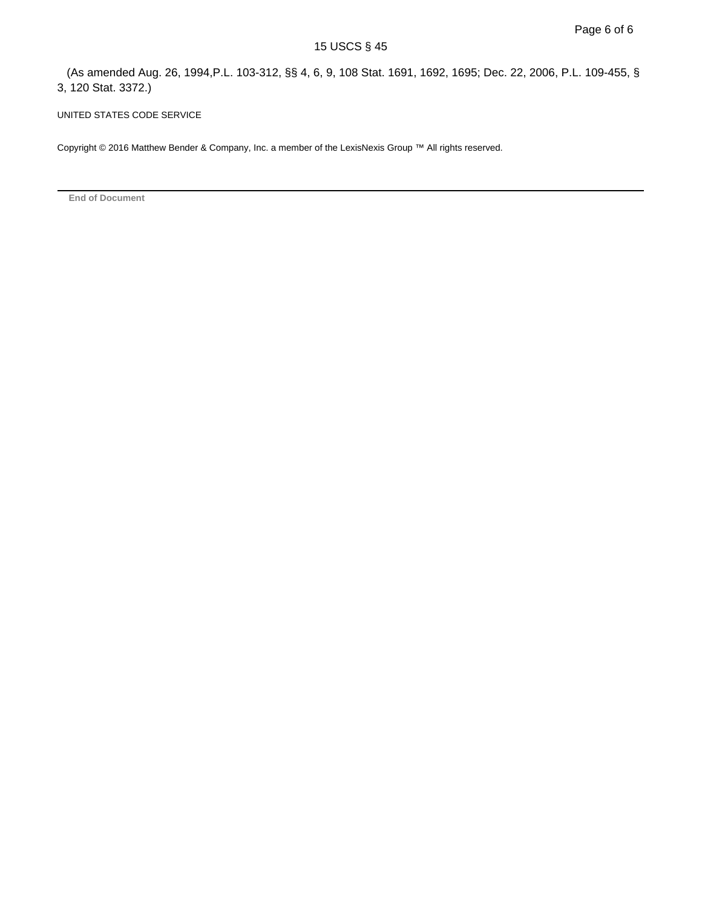(As amended Aug. 26, 1994,P.L. 103-312, §§ 4, 6, 9, 108 Stat. 1691, 1692, 1695; Dec. 22, 2006, P.L. 109-455, § 3, 120 Stat. 3372.)

UNITED STATES CODE SERVICE

Copyright © 2016 Matthew Bender & Company, Inc. a member of the LexisNexis Group ™ All rights reserved.

---

**End of Document**